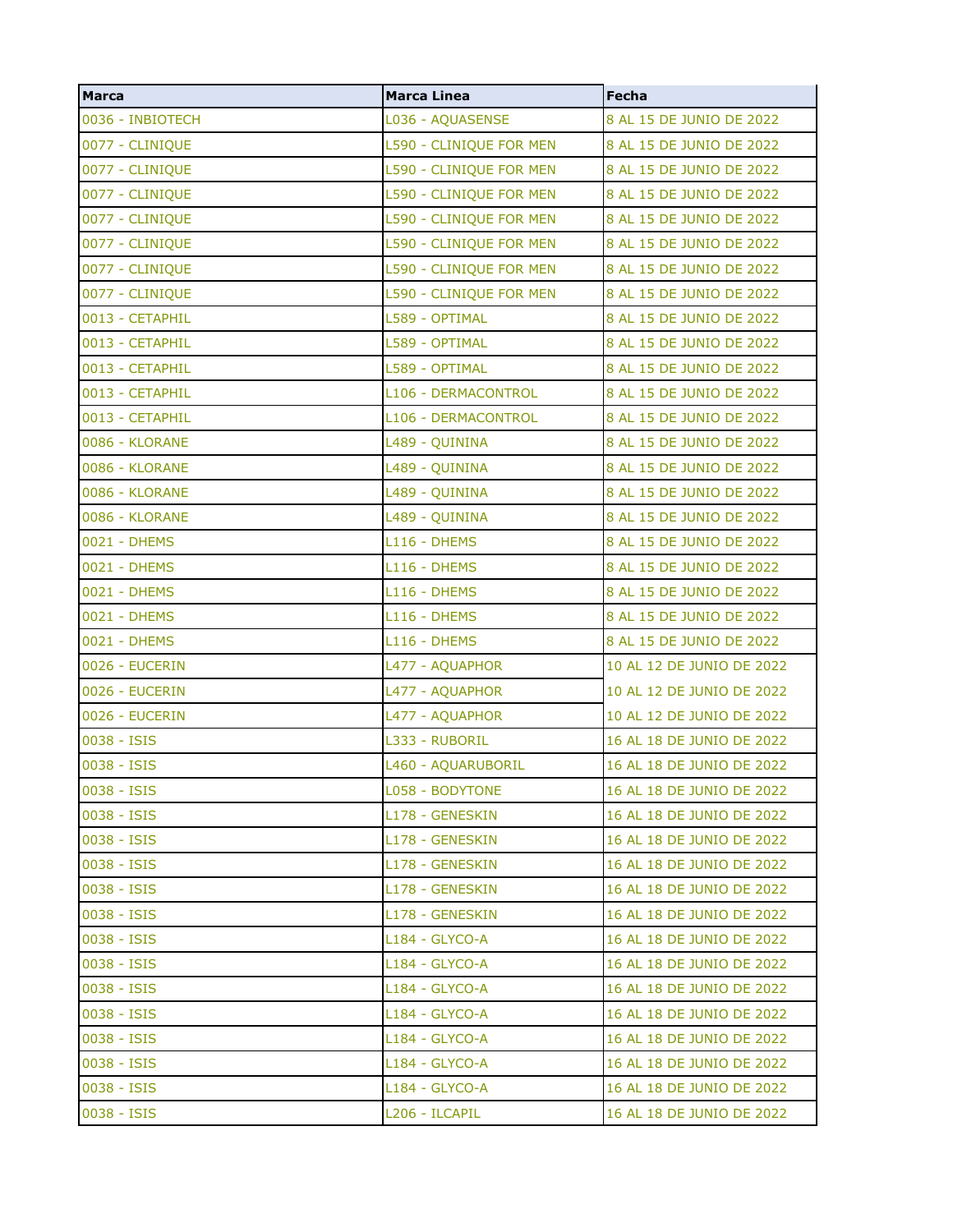| Marca | Marca Linea | Fecha |
| --- | --- | --- |
| 0036 - INBIOTECH | L036 - AQUASENSE | 8 AL 15 DE JUNIO DE 2022 |
| 0077 - CLINIQUE | L590 - CLINIQUE FOR MEN | 8 AL 15 DE JUNIO DE 2022 |
| 0077 - CLINIQUE | L590 - CLINIQUE FOR MEN | 8 AL 15 DE JUNIO DE 2022 |
| 0077 - CLINIQUE | L590 - CLINIQUE FOR MEN | 8 AL 15 DE JUNIO DE 2022 |
| 0077 - CLINIQUE | L590 - CLINIQUE FOR MEN | 8 AL 15 DE JUNIO DE 2022 |
| 0077 - CLINIQUE | L590 - CLINIQUE FOR MEN | 8 AL 15 DE JUNIO DE 2022 |
| 0077 - CLINIQUE | L590 - CLINIQUE FOR MEN | 8 AL 15 DE JUNIO DE 2022 |
| 0077 - CLINIQUE | L590 - CLINIQUE FOR MEN | 8 AL 15 DE JUNIO DE 2022 |
| 0013 - CETAPHIL | L589 - OPTIMAL | 8 AL 15 DE JUNIO DE 2022 |
| 0013 - CETAPHIL | L589 - OPTIMAL | 8 AL 15 DE JUNIO DE 2022 |
| 0013 - CETAPHIL | L589 - OPTIMAL | 8 AL 15 DE JUNIO DE 2022 |
| 0013 - CETAPHIL | L106 - DERMACONTROL | 8 AL 15 DE JUNIO DE 2022 |
| 0013 - CETAPHIL | L106 - DERMACONTROL | 8 AL 15 DE JUNIO DE 2022 |
| 0086 - KLORANE | L489 - QUININA | 8 AL 15 DE JUNIO DE 2022 |
| 0086 - KLORANE | L489 - QUININA | 8 AL 15 DE JUNIO DE 2022 |
| 0086 - KLORANE | L489 - QUININA | 8 AL 15 DE JUNIO DE 2022 |
| 0086 - KLORANE | L489 - QUININA | 8 AL 15 DE JUNIO DE 2022 |
| 0021 - DHEMS | L116 - DHEMS | 8 AL 15 DE JUNIO DE 2022 |
| 0021 - DHEMS | L116 - DHEMS | 8 AL 15 DE JUNIO DE 2022 |
| 0021 - DHEMS | L116 - DHEMS | 8 AL 15 DE JUNIO DE 2022 |
| 0021 - DHEMS | L116 - DHEMS | 8 AL 15 DE JUNIO DE 2022 |
| 0021 - DHEMS | L116 - DHEMS | 8 AL 15 DE JUNIO DE 2022 |
| 0026 - EUCERIN | L477 - AQUAPHOR | 10 AL 12 DE JUNIO DE 2022 |
| 0026 - EUCERIN | L477 - AQUAPHOR | 10 AL 12 DE JUNIO DE 2022 |
| 0026 - EUCERIN | L477 - AQUAPHOR | 10 AL 12 DE JUNIO DE 2022 |
| 0038 - ISIS | L333 - RUBORIL | 16 AL 18 DE JUNIO DE 2022 |
| 0038 - ISIS | L460 - AQUARUBORIL | 16 AL 18 DE JUNIO DE 2022 |
| 0038 - ISIS | L058 - BODYTONE | 16 AL 18 DE JUNIO DE 2022 |
| 0038 - ISIS | L178 - GENESKIN | 16 AL 18 DE JUNIO DE 2022 |
| 0038 - ISIS | L178 - GENESKIN | 16 AL 18 DE JUNIO DE 2022 |
| 0038 - ISIS | L178 - GENESKIN | 16 AL 18 DE JUNIO DE 2022 |
| 0038 - ISIS | L178 - GENESKIN | 16 AL 18 DE JUNIO DE 2022 |
| 0038 - ISIS | L178 - GENESKIN | 16 AL 18 DE JUNIO DE 2022 |
| 0038 - ISIS | L184 - GLYCO-A | 16 AL 18 DE JUNIO DE 2022 |
| 0038 - ISIS | L184 - GLYCO-A | 16 AL 18 DE JUNIO DE 2022 |
| 0038 - ISIS | L184 - GLYCO-A | 16 AL 18 DE JUNIO DE 2022 |
| 0038 - ISIS | L184 - GLYCO-A | 16 AL 18 DE JUNIO DE 2022 |
| 0038 - ISIS | L184 - GLYCO-A | 16 AL 18 DE JUNIO DE 2022 |
| 0038 - ISIS | L184 - GLYCO-A | 16 AL 18 DE JUNIO DE 2022 |
| 0038 - ISIS | L184 - GLYCO-A | 16 AL 18 DE JUNIO DE 2022 |
| 0038 - ISIS | L206 - ILCAPIL | 16 AL 18 DE JUNIO DE 2022 |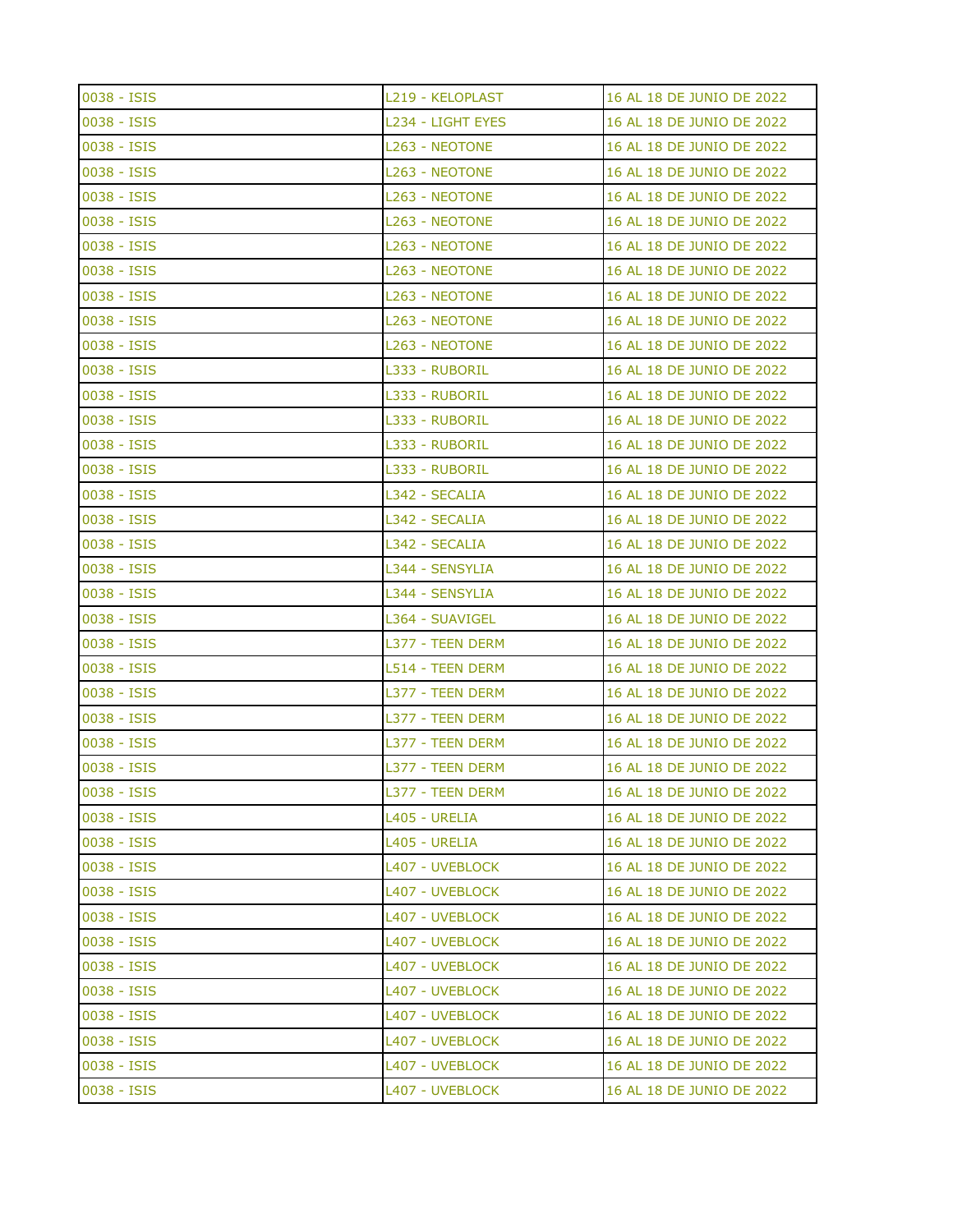| | | |
|---|---|---|
| 0038 - ISIS | L219 - KELOPLAST | 16 AL 18 DE JUNIO DE 2022 |
| 0038 - ISIS | L234 - LIGHT EYES | 16 AL 18 DE JUNIO DE 2022 |
| 0038 - ISIS | L263 - NEOTONE | 16 AL 18 DE JUNIO DE 2022 |
| 0038 - ISIS | L263 - NEOTONE | 16 AL 18 DE JUNIO DE 2022 |
| 0038 - ISIS | L263 - NEOTONE | 16 AL 18 DE JUNIO DE 2022 |
| 0038 - ISIS | L263 - NEOTONE | 16 AL 18 DE JUNIO DE 2022 |
| 0038 - ISIS | L263 - NEOTONE | 16 AL 18 DE JUNIO DE 2022 |
| 0038 - ISIS | L263 - NEOTONE | 16 AL 18 DE JUNIO DE 2022 |
| 0038 - ISIS | L263 - NEOTONE | 16 AL 18 DE JUNIO DE 2022 |
| 0038 - ISIS | L263 - NEOTONE | 16 AL 18 DE JUNIO DE 2022 |
| 0038 - ISIS | L263 - NEOTONE | 16 AL 18 DE JUNIO DE 2022 |
| 0038 - ISIS | L333 - RUBORIL | 16 AL 18 DE JUNIO DE 2022 |
| 0038 - ISIS | L333 - RUBORIL | 16 AL 18 DE JUNIO DE 2022 |
| 0038 - ISIS | L333 - RUBORIL | 16 AL 18 DE JUNIO DE 2022 |
| 0038 - ISIS | L333 - RUBORIL | 16 AL 18 DE JUNIO DE 2022 |
| 0038 - ISIS | L333 - RUBORIL | 16 AL 18 DE JUNIO DE 2022 |
| 0038 - ISIS | L342 - SECALIA | 16 AL 18 DE JUNIO DE 2022 |
| 0038 - ISIS | L342 - SECALIA | 16 AL 18 DE JUNIO DE 2022 |
| 0038 - ISIS | L342 - SECALIA | 16 AL 18 DE JUNIO DE 2022 |
| 0038 - ISIS | L344 - SENSYLIA | 16 AL 18 DE JUNIO DE 2022 |
| 0038 - ISIS | L344 - SENSYLIA | 16 AL 18 DE JUNIO DE 2022 |
| 0038 - ISIS | L364 - SUAVIGEL | 16 AL 18 DE JUNIO DE 2022 |
| 0038 - ISIS | L377 - TEEN DERM | 16 AL 18 DE JUNIO DE 2022 |
| 0038 - ISIS | L514 - TEEN DERM | 16 AL 18 DE JUNIO DE 2022 |
| 0038 - ISIS | L377 - TEEN DERM | 16 AL 18 DE JUNIO DE 2022 |
| 0038 - ISIS | L377 - TEEN DERM | 16 AL 18 DE JUNIO DE 2022 |
| 0038 - ISIS | L377 - TEEN DERM | 16 AL 18 DE JUNIO DE 2022 |
| 0038 - ISIS | L377 - TEEN DERM | 16 AL 18 DE JUNIO DE 2022 |
| 0038 - ISIS | L377 - TEEN DERM | 16 AL 18 DE JUNIO DE 2022 |
| 0038 - ISIS | L405 - URELIA | 16 AL 18 DE JUNIO DE 2022 |
| 0038 - ISIS | L405 - URELIA | 16 AL 18 DE JUNIO DE 2022 |
| 0038 - ISIS | L407 - UVEBLOCK | 16 AL 18 DE JUNIO DE 2022 |
| 0038 - ISIS | L407 - UVEBLOCK | 16 AL 18 DE JUNIO DE 2022 |
| 0038 - ISIS | L407 - UVEBLOCK | 16 AL 18 DE JUNIO DE 2022 |
| 0038 - ISIS | L407 - UVEBLOCK | 16 AL 18 DE JUNIO DE 2022 |
| 0038 - ISIS | L407 - UVEBLOCK | 16 AL 18 DE JUNIO DE 2022 |
| 0038 - ISIS | L407 - UVEBLOCK | 16 AL 18 DE JUNIO DE 2022 |
| 0038 - ISIS | L407 - UVEBLOCK | 16 AL 18 DE JUNIO DE 2022 |
| 0038 - ISIS | L407 - UVEBLOCK | 16 AL 18 DE JUNIO DE 2022 |
| 0038 - ISIS | L407 - UVEBLOCK | 16 AL 18 DE JUNIO DE 2022 |
| 0038 - ISIS | L407 - UVEBLOCK | 16 AL 18 DE JUNIO DE 2022 |